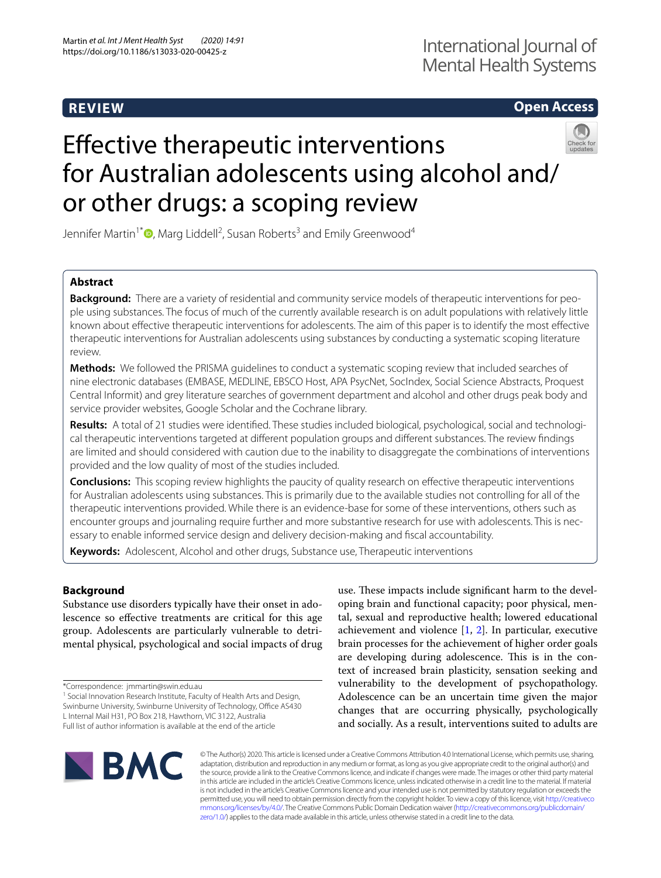REVIEW

Open Access

# Effective therapeutic interventions for Australian adolescents using alcohol and/or other drugs: a scoping review

Jennifer Martin[1*], Marg Liddell[2], Susan Roberts[3] and Emily Greenwood[4]

## Abstract

**Background:** There are a variety of residential and community service models of therapeutic interventions for people using substances. The focus of much of the currently available research is on adult populations with relatively little known about effective therapeutic interventions for adolescents. The aim of this paper is to identify the most effective therapeutic interventions for Australian adolescents using substances by conducting a systematic scoping literature review.

**Methods:** We followed the PRISMA guidelines to conduct a systematic scoping review that included searches of nine electronic databases (EMBASE, MEDLINE, EBSCO Host, APA PsycNet, SocIndex, Social Science Abstracts, Proquest Central Informit) and grey literature searches of government department and alcohol and other drugs peak body and service provider websites, Google Scholar and the Cochrane library.

**Results:** A total of 21 studies were identified. These studies included biological, psychological, social and technological therapeutic interventions targeted at different population groups and different substances. The review findings are limited and should considered with caution due to the inability to disaggregate the combinations of interventions provided and the low quality of most of the studies included.

**Conclusions:** This scoping review highlights the paucity of quality research on effective therapeutic interventions for Australian adolescents using substances. This is primarily due to the available studies not controlling for all of the therapeutic interventions provided. While there is an evidence-base for some of these interventions, others such as encounter groups and journaling require further and more substantive research for use with adolescents. This is necessary to enable informed service design and delivery decision-making and fiscal accountability.

**Keywords:** Adolescent, Alcohol and other drugs, Substance use, Therapeutic interventions

## Background

Substance use disorders typically have their onset in adolescence so effective treatments are critical for this age group. Adolescents are particularly vulnerable to detrimental physical, psychological and social impacts of drug use. These impacts include significant harm to the developing brain and functional capacity; poor physical, mental, sexual and reproductive health; lowered educational achievement and violence [1, 2]. In particular, executive brain processes for the achievement of higher order goals are developing during adolescence. This is in the context of increased brain plasticity, sensation seeking and vulnerability to the development of psychopathology. Adolescence can be an uncertain time given the major changes that are occurring physically, psychologically and socially. As a result, interventions suited to adults are

*Correspondence: jmmartin@swin.edu.au

[1] Social Innovation Research Institute, Faculty of Health Arts and Design, Swinburne University, Swinburne University of Technology, Office AS430 L Internal Mail H31, PO Box 218, Hawthorn, VIC 3122, Australia

Full list of author information is available at the end of the article

© The Author(s) 2020. This article is licensed under a Creative Commons Attribution 4.0 International License, which permits use, sharing, adaptation, distribution and reproduction in any medium or format, as long as you give appropriate credit to the original author(s) and the source, provide a link to the Creative Commons licence, and indicate if changes were made. The images or other third party material in this article are included in the article's Creative Commons licence, unless indicated otherwise in a credit line to the material. If material is not included in the article's Creative Commons licence and your intended use is not permitted by statutory regulation or exceeds the permitted use, you will need to obtain permission directly from the copyright holder. To view a copy of this licence, visit http://creativecommons.org/licenses/by/4.0/. The Creative Commons Public Domain Dedication waiver (http://creativecommons.org/publicdomain/zero/1.0/) applies to the data made available in this article, unless otherwise stated in a credit line to the data.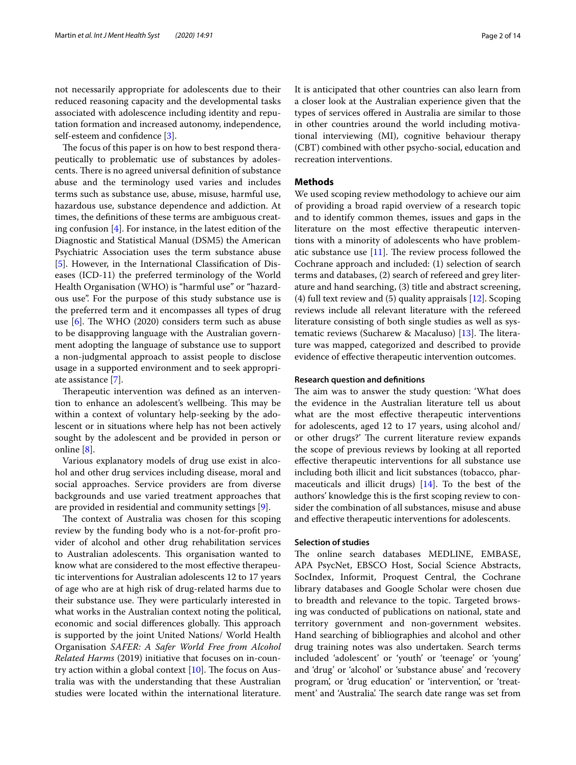not necessarily appropriate for adolescents due to their reduced reasoning capacity and the developmental tasks associated with adolescence including identity and reputation formation and increased autonomy, independence, self-esteem and confidence [3].

The focus of this paper is on how to best respond therapeutically to problematic use of substances by adolescents. There is no agreed universal definition of substance abuse and the terminology used varies and includes terms such as substance use, abuse, misuse, harmful use, hazardous use, substance dependence and addiction. At times, the definitions of these terms are ambiguous creating confusion [4]. For instance, in the latest edition of the Diagnostic and Statistical Manual (DSM5) the American Psychiatric Association uses the term substance abuse [5]. However, in the International Classification of Diseases (ICD-11) the preferred terminology of the World Health Organisation (WHO) is "harmful use" or "hazardous use". For the purpose of this study substance use is the preferred term and it encompasses all types of drug use [6]. The WHO (2020) considers term such as abuse to be disapproving language with the Australian government adopting the language of substance use to support a non-judgmental approach to assist people to disclose usage in a supported environment and to seek appropriate assistance [7].

Therapeutic intervention was defined as an intervention to enhance an adolescent's wellbeing. This may be within a context of voluntary help-seeking by the adolescent or in situations where help has not been actively sought by the adolescent and be provided in person or online [8].

Various explanatory models of drug use exist in alcohol and other drug services including disease, moral and social approaches. Service providers are from diverse backgrounds and use varied treatment approaches that are provided in residential and community settings [9].

The context of Australia was chosen for this scoping review by the funding body who is a not-for-profit provider of alcohol and other drug rehabilitation services to Australian adolescents. This organisation wanted to know what are considered to the most effective therapeutic interventions for Australian adolescents 12 to 17 years of age who are at high risk of drug-related harms due to their substance use. They were particularly interested in what works in the Australian context noting the political, economic and social differences globally. This approach is supported by the joint United Nations/ World Health Organisation *SAFER: A Safer World Free from Alcohol Related Harms* (2019) initiative that focuses on in-country action within a global context [10]. The focus on Australia was with the understanding that these Australian studies were located within the international literature. It is anticipated that other countries can also learn from a closer look at the Australian experience given that the types of services offered in Australia are similar to those in other countries around the world including motivational interviewing (MI), cognitive behaviour therapy (CBT) combined with other psycho-social, education and recreation interventions.

## Methods

We used scoping review methodology to achieve our aim of providing a broad rapid overview of a research topic and to identify common themes, issues and gaps in the literature on the most effective therapeutic interventions with a minority of adolescents who have problematic substance use [11]. The review process followed the Cochrane approach and included: (1) selection of search terms and databases, (2) search of refereed and grey literature and hand searching, (3) title and abstract screening, (4) full text review and (5) quality appraisals [12]. Scoping reviews include all relevant literature with the refereed literature consisting of both single studies as well as systematic reviews (Sucharew & Macaluso) [13]. The literature was mapped, categorized and described to provide evidence of effective therapeutic intervention outcomes.

### Research question and definitions

The aim was to answer the study question: 'What does the evidence in the Australian literature tell us about what are the most effective therapeutic interventions for adolescents, aged 12 to 17 years, using alcohol and/ or other drugs?' The current literature review expands the scope of previous reviews by looking at all reported effective therapeutic interventions for all substance use including both illicit and licit substances (tobacco, pharmaceuticals and illicit drugs) [14]. To the best of the authors' knowledge this is the first scoping review to consider the combination of all substances, misuse and abuse and effective therapeutic interventions for adolescents.

### Selection of studies

The online search databases MEDLINE, EMBASE, APA PsycNet, EBSCO Host, Social Science Abstracts, SocIndex, Informit, Proquest Central, the Cochrane library databases and Google Scholar were chosen due to breadth and relevance to the topic. Targeted browsing was conducted of publications on national, state and territory government and non-government websites. Hand searching of bibliographies and alcohol and other drug training notes was also undertaken. Search terms included 'adolescent' or 'youth' or 'teenage' or 'young' and 'drug' or 'alcohol' or 'substance abuse' and 'recovery program', or 'drug education' or 'intervention', or 'treatment' and 'Australia'. The search date range was set from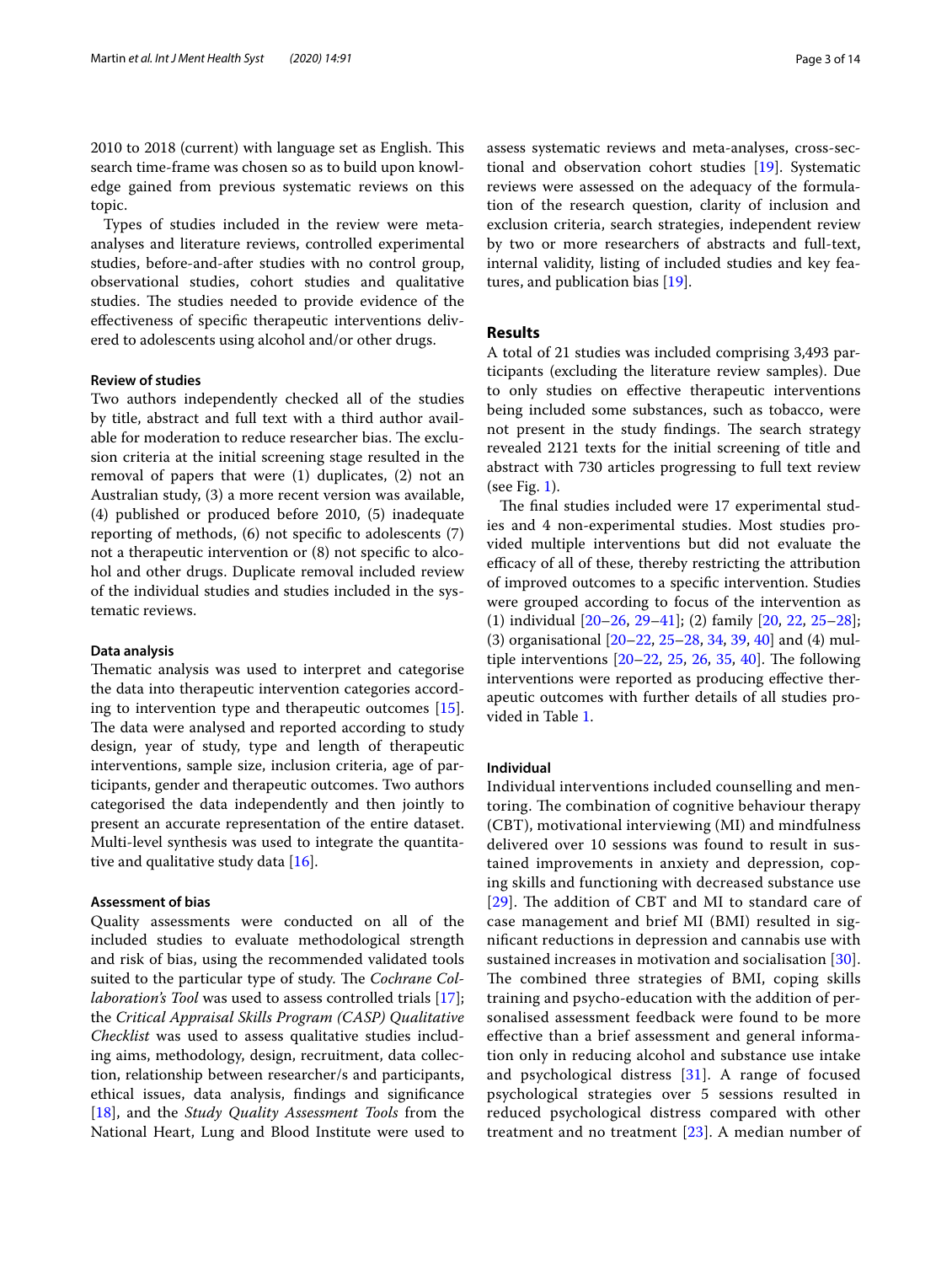2010 to 2018 (current) with language set as English. This search time-frame was chosen so as to build upon knowledge gained from previous systematic reviews on this topic.

Types of studies included in the review were meta-analyses and literature reviews, controlled experimental studies, before-and-after studies with no control group, observational studies, cohort studies and qualitative studies. The studies needed to provide evidence of the effectiveness of specific therapeutic interventions delivered to adolescents using alcohol and/or other drugs.

### Review of studies

Two authors independently checked all of the studies by title, abstract and full text with a third author available for moderation to reduce researcher bias. The exclusion criteria at the initial screening stage resulted in the removal of papers that were (1) duplicates, (2) not an Australian study, (3) a more recent version was available, (4) published or produced before 2010, (5) inadequate reporting of methods, (6) not specific to adolescents (7) not a therapeutic intervention or (8) not specific to alcohol and other drugs. Duplicate removal included review of the individual studies and studies included in the systematic reviews.

### Data analysis

Thematic analysis was used to interpret and categorise the data into therapeutic intervention categories according to intervention type and therapeutic outcomes [15]. The data were analysed and reported according to study design, year of study, type and length of therapeutic interventions, sample size, inclusion criteria, age of participants, gender and therapeutic outcomes. Two authors categorised the data independently and then jointly to present an accurate representation of the entire dataset. Multi-level synthesis was used to integrate the quantitative and qualitative study data [16].

### Assessment of bias

Quality assessments were conducted on all of the included studies to evaluate methodological strength and risk of bias, using the recommended validated tools suited to the particular type of study. The *Cochrane Collaboration's Tool* was used to assess controlled trials [17]; the *Critical Appraisal Skills Program (CASP) Qualitative Checklist* was used to assess qualitative studies including aims, methodology, design, recruitment, data collection, relationship between researcher/s and participants, ethical issues, data analysis, findings and significance [18], and the *Study Quality Assessment Tools* from the National Heart, Lung and Blood Institute were used to assess systematic reviews and meta-analyses, cross-sectional and observation cohort studies [19]. Systematic reviews were assessed on the adequacy of the formulation of the research question, clarity of inclusion and exclusion criteria, search strategies, independent review by two or more researchers of abstracts and full-text, internal validity, listing of included studies and key features, and publication bias [19].

## Results

A total of 21 studies was included comprising 3,493 participants (excluding the literature review samples). Due to only studies on effective therapeutic interventions being included some substances, such as tobacco, were not present in the study findings. The search strategy revealed 2121 texts for the initial screening of title and abstract with 730 articles progressing to full text review (see Fig. 1).

The final studies included were 17 experimental studies and 4 non-experimental studies. Most studies provided multiple interventions but did not evaluate the efficacy of all of these, thereby restricting the attribution of improved outcomes to a specific intervention. Studies were grouped according to focus of the intervention as (1) individual [20–26, 29–41]; (2) family [20, 22, 25–28]; (3) organisational [20–22, 25–28, 34, 39, 40] and (4) multiple interventions [20–22, 25, 26, 35, 40]. The following interventions were reported as producing effective therapeutic outcomes with further details of all studies provided in Table 1.

### Individual

Individual interventions included counselling and mentoring. The combination of cognitive behaviour therapy (CBT), motivational interviewing (MI) and mindfulness delivered over 10 sessions was found to result in sustained improvements in anxiety and depression, coping skills and functioning with decreased substance use [29]. The addition of CBT and MI to standard care of case management and brief MI (BMI) resulted in significant reductions in depression and cannabis use with sustained increases in motivation and socialisation [30]. The combined three strategies of BMI, coping skills training and psycho-education with the addition of personalised assessment feedback were found to be more effective than a brief assessment and general information only in reducing alcohol and substance use intake and psychological distress [31]. A range of focused psychological strategies over 5 sessions resulted in reduced psychological distress compared with other treatment and no treatment [23]. A median number of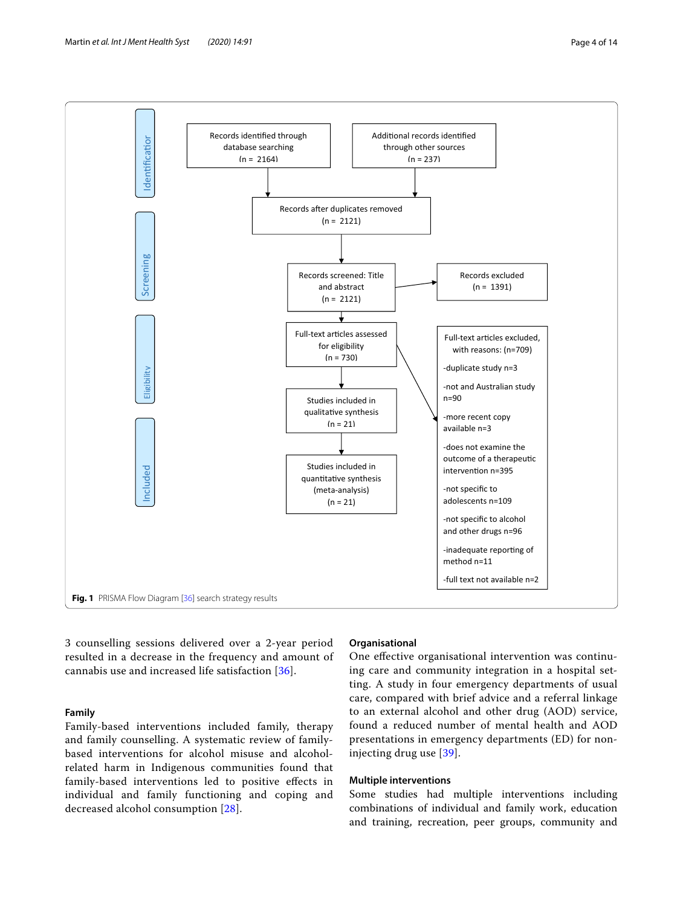Identification

Records identified through database searching (n = 2164)

Additional records identified through other sources (n = 237)

Screening

Records after duplicates removed (n = 2121)

Records screened: Title and abstract (n = 2121)

Records excluded (n = 1391)

Eligibility

Full-text articles assessed for eligibility (n = 730)

Full-text articles excluded, with reasons: (n=709)

- -duplicate study n=3
- -not and Australian study n=90
- -more recent copy available n=3
- -does not examine the outcome of a therapeutic intervention n=395
- -not specific to adolescents n=109
- -not specific to alcohol and other drugs n=96
- -inadequate reporting of method n=11
- -full text not available n=2

Included

Studies included in qualitative synthesis (n = 21)

Studies included in quantitative synthesis (meta-analysis) (n = 21)

**Fig. 1** PRISMA Flow Diagram [36] search strategy results

3 counselling sessions delivered over a 2-year period resulted in a decrease in the frequency and amount of cannabis use and increased life satisfaction [36].

### Family

Family-based interventions included family, therapy and family counselling. A systematic review of family-based interventions for alcohol misuse and alcohol-related harm in Indigenous communities found that family-based interventions led to positive effects in individual and family functioning and coping and decreased alcohol consumption [28].

### Organisational

One effective organisational intervention was continuing care and community integration in a hospital setting. A study in four emergency departments of usual care, compared with brief advice and a referral linkage to an external alcohol and other drug (AOD) service, found a reduced number of mental health and AOD presentations in emergency departments (ED) for non-injecting drug use [39].

### Multiple interventions

Some studies had multiple interventions including combinations of individual and family work, education and training, recreation, peer groups, community and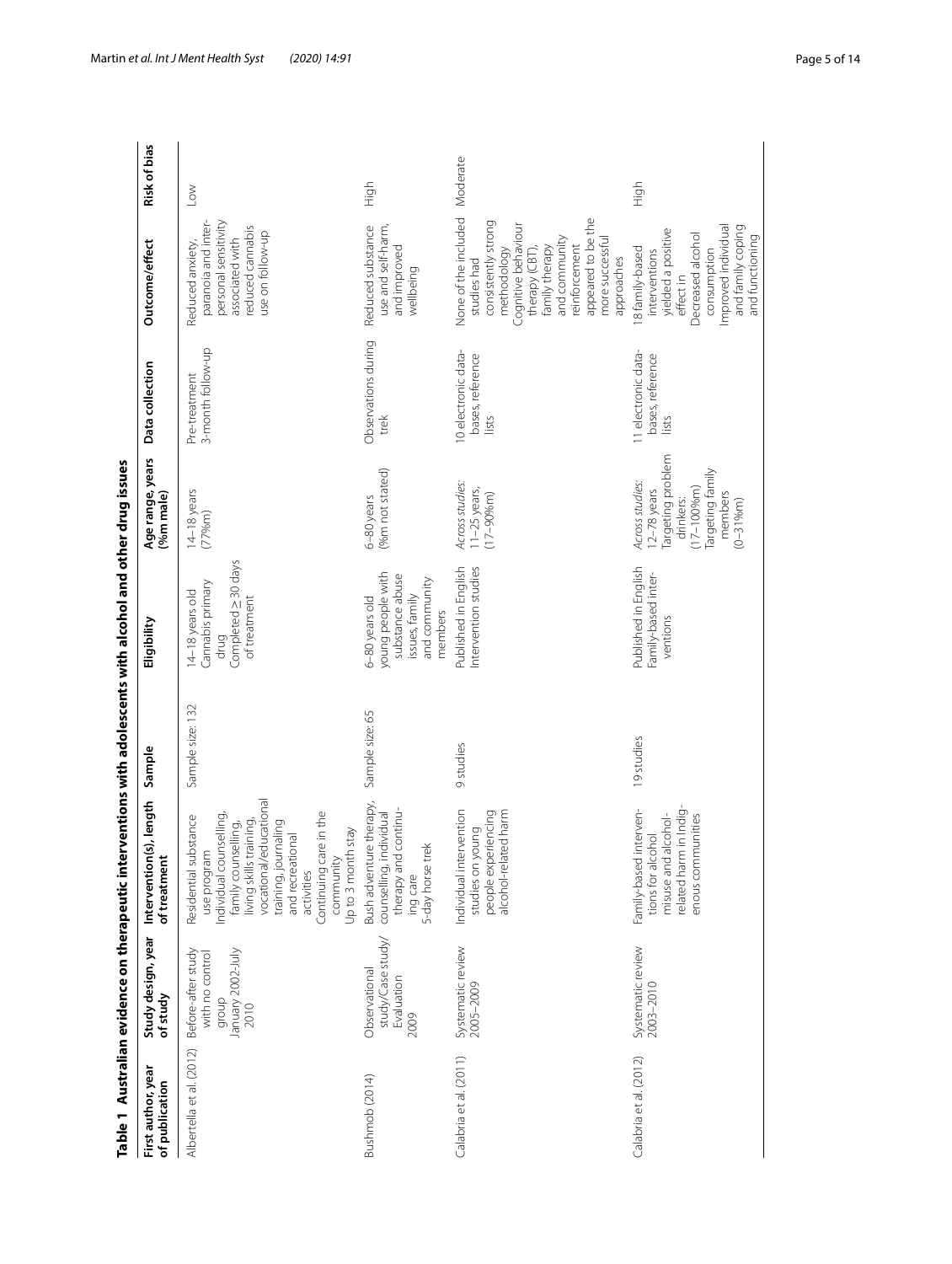**Table 1 Australian evidence on therapeutic interventions with adolescents with alcohol and other drug issues**

| First author, year of publication | Study design, year of study | Intervention(s), length of treatment | Sample | Eligibility | Age range, years (%m male) | Data collection | Outcome/effect | Risk of bias |
|---|---|---|---|---|---|---|---|---|
| Albertella et al. (2012) | Before-after study with no control group<br>January 2002-July 2010 | Residential substance use program<br>Individual counselling, family counselling, living skills training, vocational/educational training, journaling and recreational activities<br>Continuing care in the community<br>Up to 3 month stay | Sample size: 132 | 14–18 years old<br>Cannabis primary drug<br>Completed ≥ 30 days of treatment | 14–18 years (77%m) | Pre-treatment<br>3-month follow-up | Reduced anxiety, paranoia and interpersonal sensitivity associated with reduced cannabis use on follow-up | Low |
| Bushmob (2014) | Observational study/Case study/Evaluation<br>2009 | Bush adventure therapy, counselling, individual therapy and continuing care<br>5-day horse trek | Sample size: 65 | 6–80 years old young people with substance abuse issues, family and community members | 6–80 years (%m not stated) | Observations during trek | Reduced substance use and self-harm, and improved wellbeing | High |
| Calabria et al. (2011) | Systematic review<br>2005–2009 | Individual intervention studies on young people experiencing alcohol-related harm | 9 studies | Published in English<br>Intervention studies | *Across studies:*<br>11–25 years, (17–90%m) | 10 electronic databases, reference lists | None of the included studies had consistently strong methodology<br>Cognitive behaviour therapy (CBT), family therapy and community reinforcement appeared to be the more successful approaches | Moderate |
| Calabria et al. (2012) | Systematic review<br>2003–2010 | Family-based interventions for alcohol misuse and alcohol-related harm in Indigenous communities | 19 studies | Published in English<br>Family-based interventions | *Across studies:*<br>12–78 years<br>Targeting problem drinkers:<br>(17–100%m)<br>Targeting family members<br>(0–31%m) | 11 electronic databases, reference lists | 18 family-based interventions yielded a positive effect in<br>Decreased alcohol consumption<br>Improved individual and family coping and functioning | High |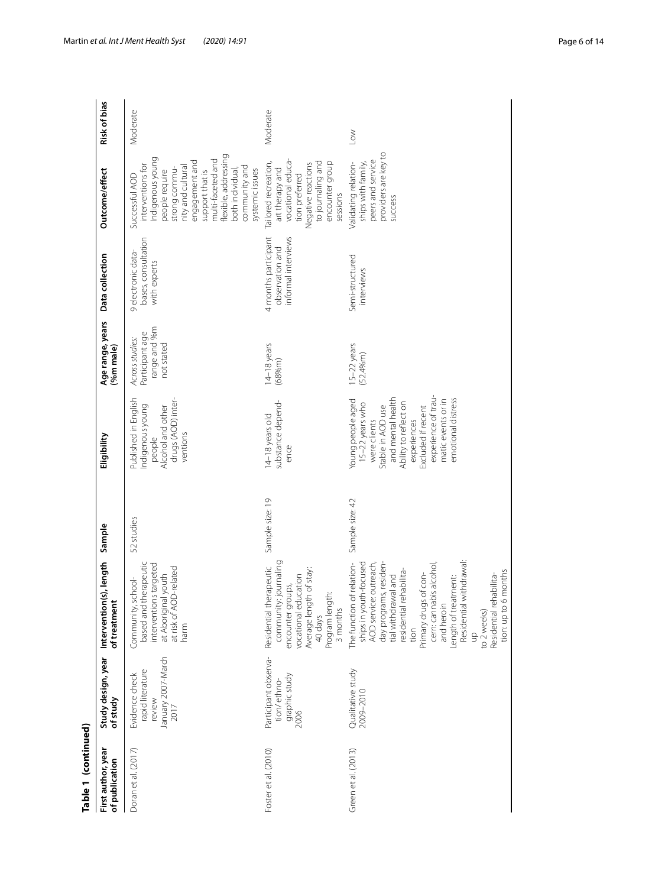**Table 1 (continued)**

| First author, year of publication | Study design, year of study | Intervention(s), length of treatment | Sample | Eligibility | Age range, years (%m male) | Data collection | Outcome/effect | Risk of bias |
|---|---|---|---|---|---|---|---|---|
| Doran et al. (2017) | Evidence check rapid literature review January 2007-March 2017 | Community, school-based and therapeutic interventions targeted at Aboriginal youth at risk of AOD-related harm | 52 studies | Published in English Indigenous young people Alcohol and other drugs (AOD) interventions | *Across studies:* Participant age range and %m not stated | 9 electronic databases, consultation with experts | Successful AOD interventions for Indigenous young people require strong community and cultural engagement and support that is multi-faceted and flexible, addressing both individual, community and systemic issues | Moderate |
| Foster et al. (2010) | Participant observation/ethnographic study 2006 | Residential therapeutic community; journaling encounter groups, vocational education Average length of stay: 40 days Program length: 3 months | Sample size: 19 | 14–18 years old substance dependence | 14–18 years (68%m) | 4 months participant observation and informal interviews | Tailored recreation, art therapy and vocational education preferred Negative reactions to journaling and encounter group sessions | Moderate |
| Green et al. (2013) | Qualitative study 2009–2010 | The function of relationships in youth-focused AOD service: outreach, day programs, residential withdrawal and residential rehabilitation Primary drugs of concern: cannabis alcohol, and heroin Length of treatment: Residential withdrawal: up to 2 weeks) Residential rehabilitation: up to 6 months | Sample size: 42 | Young people aged 15–22 years who were clients Stable in AOD use and mental health Ability to reflect on experiences Excluded if recent experience of traumatic events or in emotional distress | 15–22 years (52.4%m) | Semi-structured interviews | Validating relationships with family, peers and service providers are key to success | Low |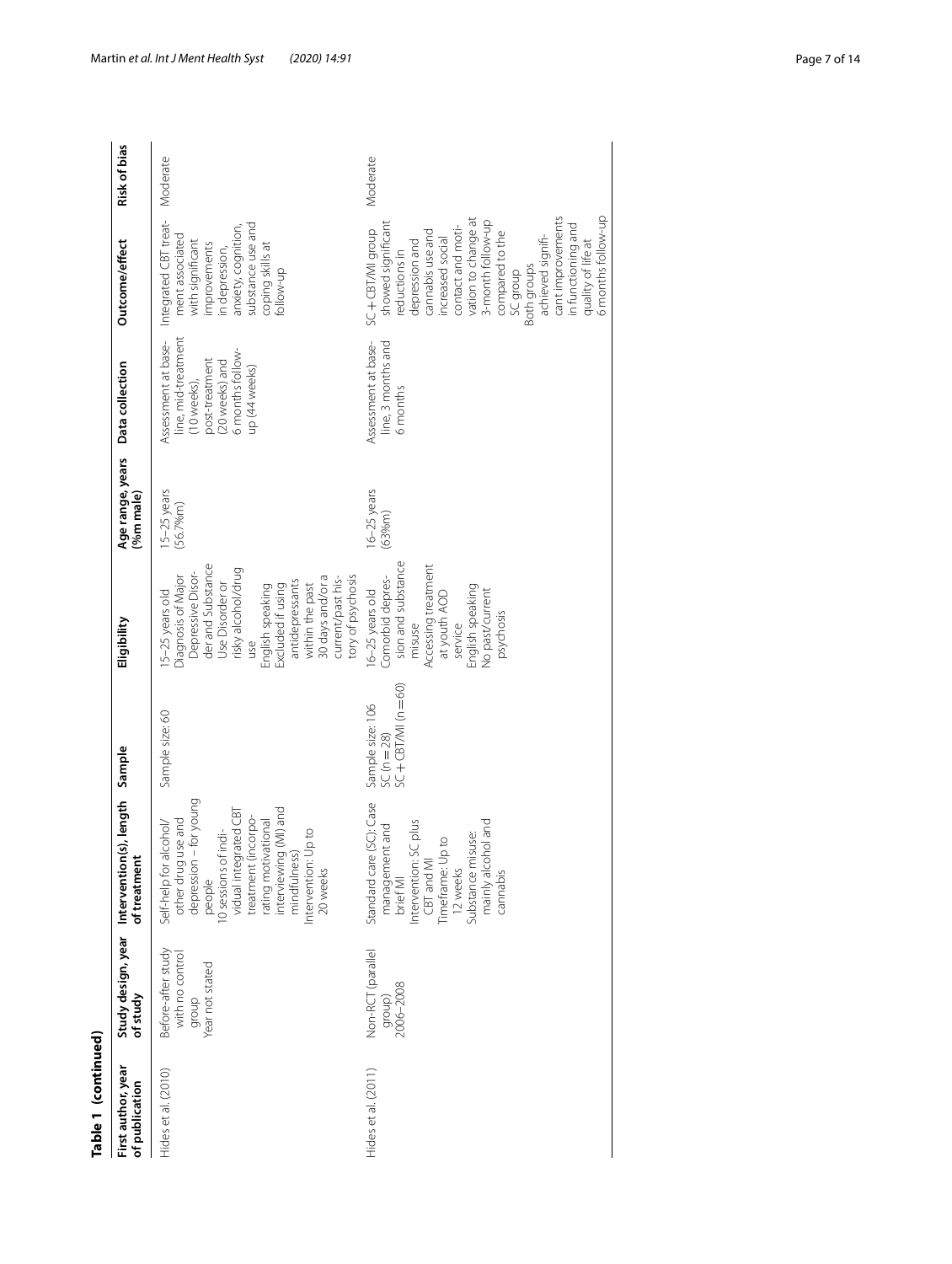**Table 1 (continued)**

| First author, year of publication | Study design, year of study | Intervention(s), length of treatment | Sample | Eligibility | Age range, years (%m male) | Data collection | Outcome/effect | Risk of bias |
|---|---|---|---|---|---|---|---|---|
| Hides et al. (2010) | Before–after study with no control group<br>Year not stated | Self-help for alcohol/other drug use and depression – for young people<br>10 sessions of individual integrated CBT treatment (incorporating motivational interviewing (MI) and mindfulness)<br>Intervention: Up to 20 weeks | Sample size: 60 | 15–25 years old<br>Diagnosis of Major Depressive Disorder and Substance Use Disorder or risky alcohol/drug use<br>English speaking<br>Excluded if using antidepressants within the past 30 days and/or a current/past history of psychosis | 15–25 years (56.7%m) | Assessment at baseline, mid-treatment (10 weeks), post-treatment (20 weeks) and 6 months follow-up (44 weeks) | Integrated CBT treatment associated with significant improvements in depression, anxiety, cognition, substance use and coping skills at follow-up | Moderate |
| Hides et al. (2011) | Non-RCT (parallel group)<br>2006–2008 | Standard care (SC): Case management and brief MI<br>Intervention: SC plus CBT and MI<br>Timeframe: Up to 12 weeks<br>Substance misuse: mainly alcohol and cannabis | Sample size: 106<br>SC (n = 28)<br>SC + CBT/MI (n = 60) | 16–25 years old<br>Comorbid depression and substance misuse<br>Accessing treatment at youth AOD service<br>English speaking<br>No past/current psychosis | 16–25 years (63%m) | Assessment at baseline, 3 months and 6 months | SC + CBT/MI group showed significant reductions in depression and cannabis use and increased social contact and motivation to change at 3-month follow-up compared to the SC group<br>Both groups achieved significant improvements in functioning and quality of life at 6 months follow-up | Moderate |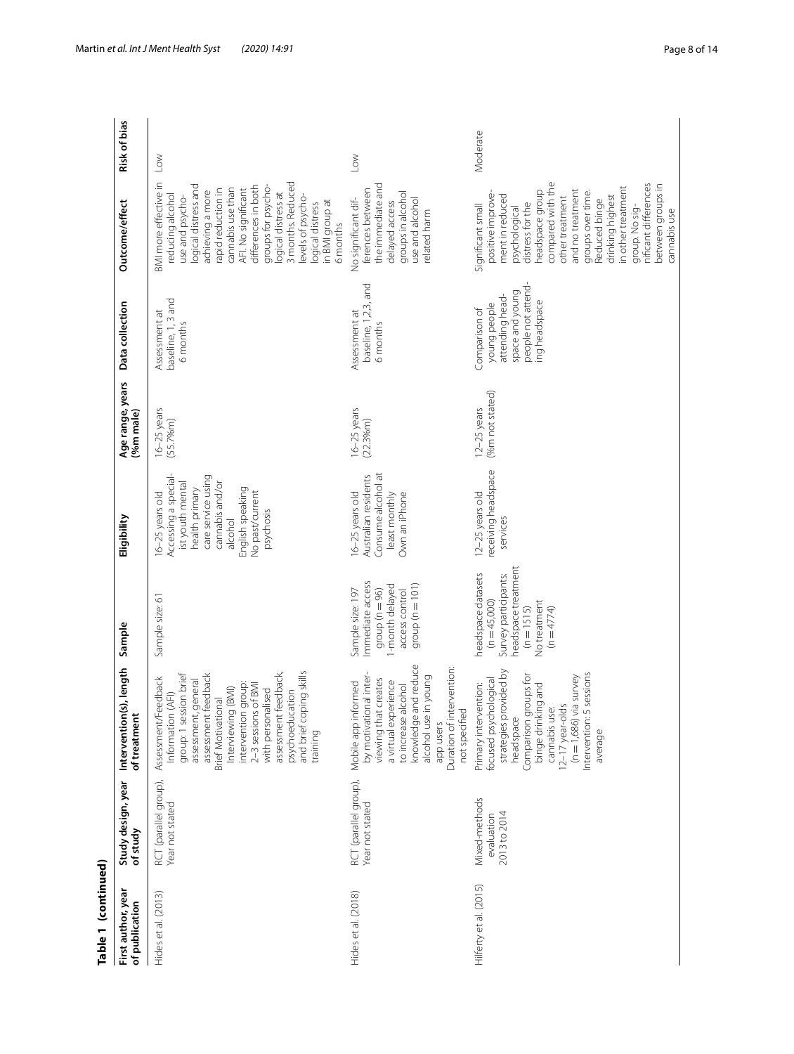**Table 1 (continued)**

| First author, year of publication | Study design, year of study | Intervention(s), length of treatment | Sample | Eligibility | Age range, years (%m male) | Data collection | Outcome/effect | Risk of bias |
|---|---|---|---|---|---|---|---|---|
| Hides et al. (2013) | RCT (parallel group), Year not stated | Assessment/Feedback Information (AFI) group: 1 session brief assessment, general assessment feedback<br>Brief Motivational Interviewing (BMI) intervention group: 2–3 sessions of BMI with personalised assessment feedback, psychoeducation and brief coping skills training | Sample size: 61 | 16–25 years old<br>Accessing a specialist youth mental health primary care service using cannabis and/or alcohol<br>English speaking<br>No past/current psychosis | 16–25 years (55.7%m) | Assessment at baseline, 1, 3 and 6 months | BMI more effective in reducing alcohol use and psychological distress and achieving a more rapid reduction in cannabis use than AFI. No significant differences in both groups for psychological distress at 3 months. Reduced levels of psychological distress in BMI group at 6 months | Low |
| Hides et al. (2018) | RCT (parallel group), Year not stated | Mobile app informed by motivational interviewing that creates a virtual experience to increase alcohol knowledge and reduce alcohol use in young app users<br>Duration of intervention: not specified | Sample size: 197<br>Immediate access group (n = 96)<br>1-month delayed access control group (n = 101) | 16–25 years old<br>Australian residents<br>Consume alcohol at least monthly<br>Own an iPhone | 16–25 years (22.3%m) | Assessment at baseline, 1,2,3, and 6 months | No significant differences between the immediate and delayed access groups in alcohol use and alcohol related harm | Low |
| Hilferty et al. (2015) | Mixed-methods evaluation<br>2013 to 2014 | Primary intervention: focused psychological strategies provided by headspace<br>Comparison groups for binge drinking and cannabis use:<br>12–17 year-olds<br>(n = 1,686) via survey<br>Intervention: 5 sessions average | headspace datasets (n = 45,000)<br>Survey participants: headspace treatment (n = 1515)<br>No treatment (n = 4774) | 12–25 years old receiving headspace services | 12–25 years (%m not stated) | Comparison of young people attending headspace and young people not attending headspace | Significant small positive improvement in reduced psychological distress for the headspace group compared with the other treatment and no treatment groups over time. Reduced binge drinking highest in other treatment group. No significant differences between groups in cannabis use | Moderate |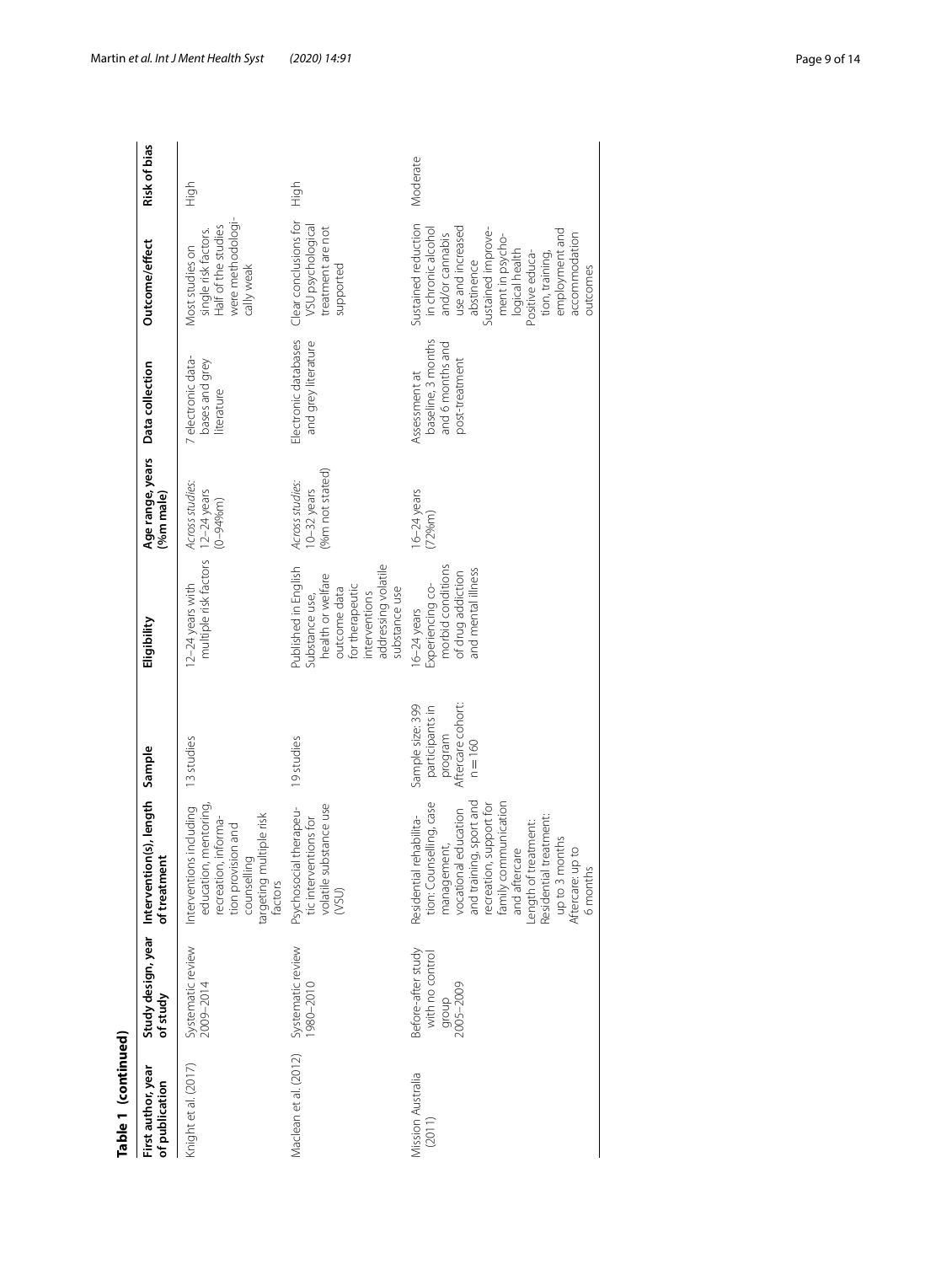**Table 1 (continued)**

| First author, year of publication | Study design, year of study | Intervention(s), length of treatment | Sample | Eligibility | Age range, years (%m male) | Data collection | Outcome/effect | Risk of bias |
|---|---|---|---|---|---|---|---|---|
| Knight et al. (2017) | Systematic review 2009–2014 | Interventions including education, mentoring, recreation, information provision and counselling targeting multiple risk factors | 13 studies | 12–24 years with multiple risk factors | *Across studies:* 12–24 years (0–94%m) | 7 electronic databases and grey literature | Most studies on single risk factors. Half of the studies were methodologically weak | High |
| Maclean et al. (2012) | Systematic review 1980–2010 | Psychosocial therapeutic interventions for volatile substance use (VSU) | 19 studies | Published in English Substance use, health or welfare outcome data for therapeutic interventions addressing volatile substance use | *Across studies:* 10–32 years (%m not stated) | Electronic databases and grey literature | Clear conclusions for VSU psychological treatment are not supported | High |
| Mission Australia (2011) | Before-after study with no control group 2005–2009 | Residential rehabilitation: Counselling, case management, vocational education and training, sport and recreation, support for family communication and aftercare<br>Length of treatment: Residential treatment: up to 3 months<br>Aftercare: up to 6 months | Sample size: 399 participants in program<br>Aftercare cohort: n = 160 | 16–24 years<br>Experiencing co-morbid conditions of drug addiction and mental illness | 16–24 years (72%m) | Assessment at baseline, 3 months and 6 months and post-treatment | Sustained reduction in chronic alcohol and/or cannabis use and increased abstinence<br>Sustained improvement in psychological health<br>Positive education, training, employment and accommodation outcomes | Moderate |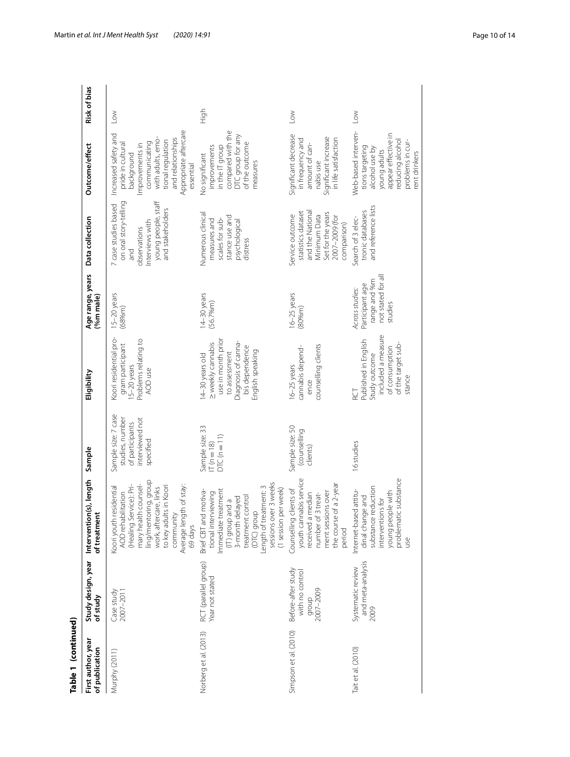**Table 1 (continued)**

| First author, year of publication | Study design, year of study | Intervention(s), length of treatment | Sample | Eligibility | Age range, years (%m male) | Data collection | Outcome/effect | Risk of bias |
|---|---|---|---|---|---|---|---|---|
| Murphy (2011) | Case study 2007–2011 | Koori youth residential AOD rehabilitation (Healing Service): Primary health counselling/mentoring, group work, aftercare, links to key adults in Koori community<br>Average length of stay: 69 days | Sample size: 7 case studies, number of participants interviewed not specified | Koori residential program participant<br>15–20 years<br>Problems relating to AOD use | 15–20 years (68%m) | 7 case studies based on oral story-telling and observations<br>Interviews with young people, staff and stakeholders | Increased safety and pride in cultural background<br>Improvements in communicating with adults, emotional regulation and relationships<br>Appropriate aftercare essential | Low |
| Norberg et al. (2013) | RCT (parallel group)<br>Year not stated | Brief CBT and motivational interviewing<br>Immediate treatment (IT) group and a 3-month delayed treatment control (DTC) group<br>Length of treatment: 3 sessions over 3 weeks (1 session per week) | Sample size: 33<br>IT (n = 18)<br>DTC (n = 11) | 14–30 years old<br>≥ weekly cannabis use in month prior to assessment<br>Diagnosis of cannabis dependence<br>English speaking | 14–30 years (56.7%m) | Numerous clinical measures and scales for substance use and psychological distress | No significant improvements in the IT group compared with the DTC group for any of the outcome measures | High |
| Simpson et al. (2010) | Before-after study with no control group<br>2007–2009 | Counselling clients of youth cannabis service received a median number of 3 treatment sessions over the course of a 2-year period | Sample size: 50 (counselling clients) | 16–25 years<br>cannabis dependence<br>counselling clients | 16–25 years (80%m) | Service outcome statistics dataset and the National Minimum Data Set for the years 2007–2009 (for comparison) | Significant decrease in frequency and amount of cannabis use<br>Significant increase in life satisfaction | Low |
| Tait et al. (2010) | Systematic review and meta-analysis<br>2009 | Internet-based attitudinal change and substance reduction interventions for young people with problematic substance use | 16 studies | RCT<br>Published in English<br>Study outcome included a measure of consumption of the target substance | *Across studies:* Participant age range and %m not stated for all studies | Search of 3 electronic databases and reference lists | Web-based interventions targeting alcohol use by young adults appear effective in reducing alcohol problems in current drinkers | Low |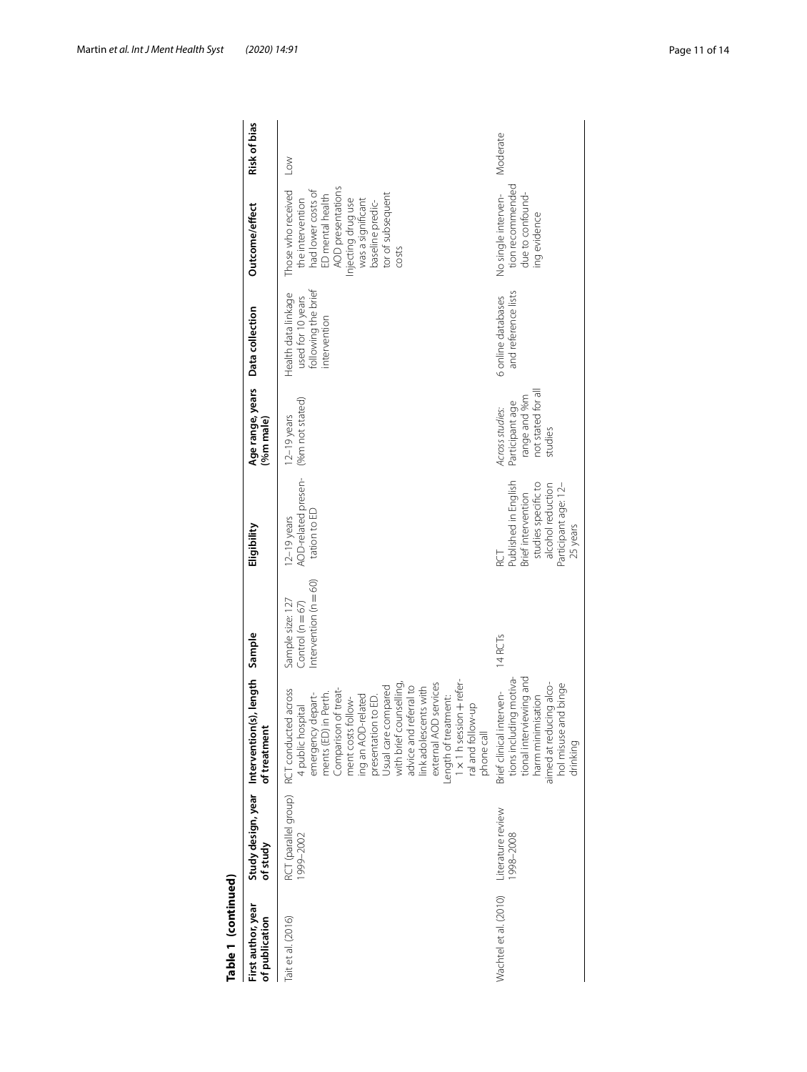**Table 1 (continued)**

| First author, year of publication | Study design, year of study | Intervention(s), length of treatment | Sample | Eligibility | Age range, years (%m male) | Data collection | Outcome/effect | Risk of bias |
|---|---|---|---|---|---|---|---|---|
| Tait et al. (2016) | RCT (parallel group) 1999–2002 | RCT conducted across 4 public hospital emergency departments (ED) in Perth. Comparison of treatment costs following an AOD-related presentation to ED. Usual care compared with brief counselling, advice and referral to link adolescents with external AOD services<br>Length of treatment: 1 × 1 h session + referral and follow-up phone call | Sample size: 127<br>Control (n = 67)<br>Intervention (n = 60) | 12–19 years<br>AOD-related presentation to ED | 12–19 years (%m not stated) | Health data linkage used for 10 years following the brief intervention | Those who received the intervention had lower costs of ED mental health AOD presentations<br>Injecting drug use was a significant baseline predictor of subsequent costs | Low |
| Wachtel et al. (2010) | Literature review 1998–2008 | Brief clinical interventions including motivational interviewing and harm minimisation aimed at reducing alcohol misuse and binge drinking | 14 RCTs | RCT<br>Published in English<br>Brief intervention studies specific to alcohol reduction<br>Participant age: 12–25 years | *Across studies:* Participant age range and %m not stated for all studies | 6 online databases and reference lists | No single intervention recommended due to confounding evidence | Moderate |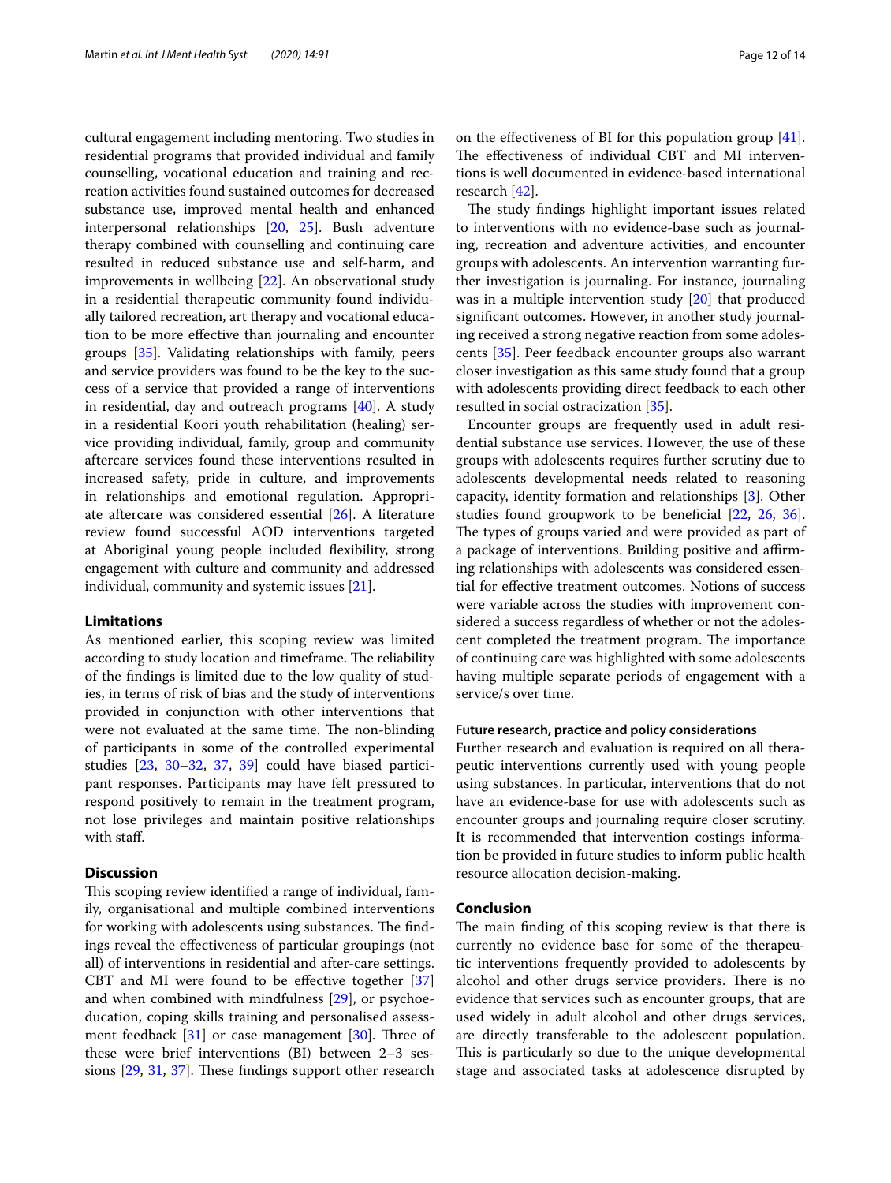cultural engagement including mentoring. Two studies in residential programs that provided individual and family counselling, vocational education and training and recreation activities found sustained outcomes for decreased substance use, improved mental health and enhanced interpersonal relationships [20, 25]. Bush adventure therapy combined with counselling and continuing care resulted in reduced substance use and self-harm, and improvements in wellbeing [22]. An observational study in a residential therapeutic community found individually tailored recreation, art therapy and vocational education to be more effective than journaling and encounter groups [35]. Validating relationships with family, peers and service providers was found to be the key to the success of a service that provided a range of interventions in residential, day and outreach programs [40]. A study in a residential Koori youth rehabilitation (healing) service providing individual, family, group and community aftercare services found these interventions resulted in increased safety, pride in culture, and improvements in relationships and emotional regulation. Appropriate aftercare was considered essential [26]. A literature review found successful AOD interventions targeted at Aboriginal young people included flexibility, strong engagement with culture and community and addressed individual, community and systemic issues [21].

## Limitations

As mentioned earlier, this scoping review was limited according to study location and timeframe. The reliability of the findings is limited due to the low quality of studies, in terms of risk of bias and the study of interventions provided in conjunction with other interventions that were not evaluated at the same time. The non-blinding of participants in some of the controlled experimental studies [23, 30–32, 37, 39] could have biased participant responses. Participants may have felt pressured to respond positively to remain in the treatment program, not lose privileges and maintain positive relationships with staff.

## Discussion

This scoping review identified a range of individual, family, organisational and multiple combined interventions for working with adolescents using substances. The findings reveal the effectiveness of particular groupings (not all) of interventions in residential and after-care settings. CBT and MI were found to be effective together [37] and when combined with mindfulness [29], or psychoeducation, coping skills training and personalised assessment feedback [31] or case management [30]. Three of these were brief interventions (BI) between 2–3 sessions [29, 31, 37]. These findings support other research on the effectiveness of BI for this population group [41]. The effectiveness of individual CBT and MI interventions is well documented in evidence-based international research [42].

The study findings highlight important issues related to interventions with no evidence-base such as journaling, recreation and adventure activities, and encounter groups with adolescents. An intervention warranting further investigation is journaling. For instance, journaling was in a multiple intervention study [20] that produced significant outcomes. However, in another study journaling received a strong negative reaction from some adolescents [35]. Peer feedback encounter groups also warrant closer investigation as this same study found that a group with adolescents providing direct feedback to each other resulted in social ostracization [35].

Encounter groups are frequently used in adult residential substance use services. However, the use of these groups with adolescents requires further scrutiny due to adolescents developmental needs related to reasoning capacity, identity formation and relationships [3]. Other studies found groupwork to be beneficial [22, 26, 36]. The types of groups varied and were provided as part of a package of interventions. Building positive and affirming relationships with adolescents was considered essential for effective treatment outcomes. Notions of success were variable across the studies with improvement considered a success regardless of whether or not the adolescent completed the treatment program. The importance of continuing care was highlighted with some adolescents having multiple separate periods of engagement with a service/s over time.

### Future research, practice and policy considerations

Further research and evaluation is required on all therapeutic interventions currently used with young people using substances. In particular, interventions that do not have an evidence-base for use with adolescents such as encounter groups and journaling require closer scrutiny. It is recommended that intervention costings information be provided in future studies to inform public health resource allocation decision-making.

## Conclusion

The main finding of this scoping review is that there is currently no evidence base for some of the therapeutic interventions frequently provided to adolescents by alcohol and other drugs service providers. There is no evidence that services such as encounter groups, that are used widely in adult alcohol and other drugs services, are directly transferable to the adolescent population. This is particularly so due to the unique developmental stage and associated tasks at adolescence disrupted by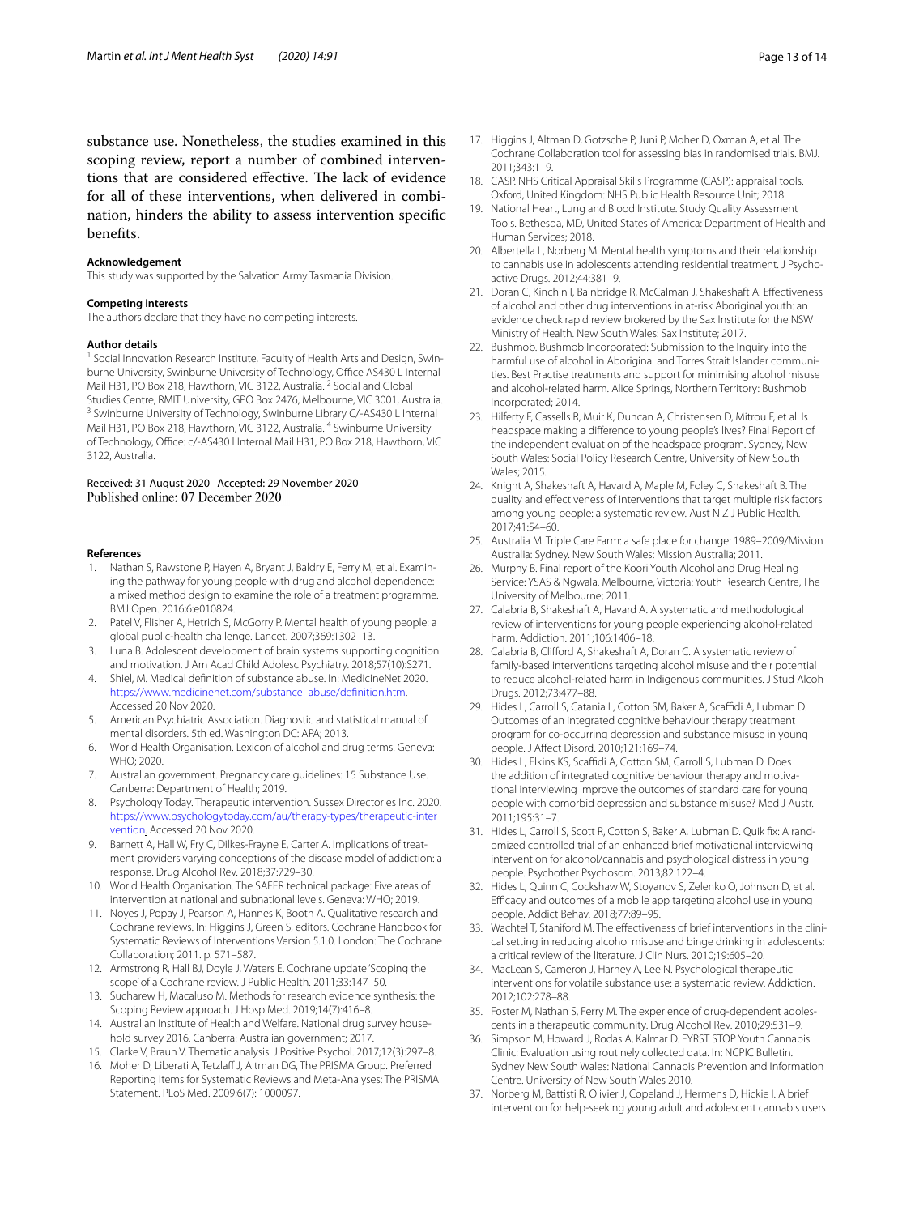substance use. Nonetheless, the studies examined in this scoping review, report a number of combined interventions that are considered effective. The lack of evidence for all of these interventions, when delivered in combination, hinders the ability to assess intervention specific benefits.

#### Acknowledgement
This study was supported by the Salvation Army Tasmania Division.

#### Competing interests
The authors declare that they have no competing interests.

#### Author details
[1] Social Innovation Research Institute, Faculty of Health Arts and Design, Swinburne University, Swinburne University of Technology, Office AS430 L Internal Mail H31, PO Box 218, Hawthorn, VIC 3122, Australia. [2] Social and Global Studies Centre, RMIT University, GPO Box 2476, Melbourne, VIC 3001, Australia. [3] Swinburne University of Technology, Swinburne Library C/-AS430 L Internal Mail H31, PO Box 218, Hawthorn, VIC 3122, Australia. [4] Swinburne University of Technology, Office: c/-AS430 l Internal Mail H31, PO Box 218, Hawthorn, VIC 3122, Australia.

Received: 31 August 2020 Accepted: 29 November 2020
Published online: 07 December 2020

#### References
1. Nathan S, Rawstone P, Hayen A, Bryant J, Baldry E, Ferry M, et al. Examining the pathway for young people with drug and alcohol dependence: a mixed method design to examine the role of a treatment programme. BMJ Open. 2016;6:e010824.
2. Patel V, Flisher A, Hetrich S, McGorry P. Mental health of young people: a global public-health challenge. Lancet. 2007;369:1302–13.
3. Luna B. Adolescent development of brain systems supporting cognition and motivation. J Am Acad Child Adolesc Psychiatry. 2018;57(10):S271.
4. Shiel, M. Medical definition of substance abuse. In: MedicineNet 2020. https://www.medicinenet.com/substance_abuse/definition.htm. Accessed 20 Nov 2020.
5. American Psychiatric Association. Diagnostic and statistical manual of mental disorders. 5th ed. Washington DC: APA; 2013.
6. World Health Organisation. Lexicon of alcohol and drug terms. Geneva: WHO; 2020.
7. Australian government. Pregnancy care guidelines: 15 Substance Use. Canberra: Department of Health; 2019.
8. Psychology Today. Therapeutic intervention. Sussex Directories Inc. 2020. https://www.psychologytoday.com/au/therapy-types/therapeutic-intervention. Accessed 20 Nov 2020.
9. Barnett A, Hall W, Fry C, Dilkes-Frayne E, Carter A. Implications of treatment providers varying conceptions of the disease model of addiction: a response. Drug Alcohol Rev. 2018;37:729–30.
10. World Health Organisation. The SAFER technical package: Five areas of intervention at national and subnational levels. Geneva: WHO; 2019.
11. Noyes J, Popay J, Pearson A, Hannes K, Booth A. Qualitative research and Cochrane reviews. In: Higgins J, Green S, editors. Cochrane Handbook for Systematic Reviews of Interventions Version 5.1.0. London: The Cochrane Collaboration; 2011. p. 571–587.
12. Armstrong R, Hall BJ, Doyle J, Waters E. Cochrane update 'Scoping the scope' of a Cochrane review. J Public Health. 2011;33:147–50.
13. Sucharew H, Macaluso M. Methods for research evidence synthesis: the Scoping Review approach. J Hosp Med. 2019;14(7):416–8.
14. Australian Institute of Health and Welfare. National drug survey household survey 2016. Canberra: Australian government; 2017.
15. Clarke V, Braun V. Thematic analysis. J Positive Psychol. 2017;12(3):297–8.
16. Moher D, Liberati A, Tetzlaff J, Altman DG, The PRISMA Group. Preferred Reporting Items for Systematic Reviews and Meta-Analyses: The PRISMA Statement. PLoS Med. 2009;6(7): 1000097.
17. Higgins J, Altman D, Gotzsche P, Juni P, Moher D, Oxman A, et al. The Cochrane Collaboration tool for assessing bias in randomised trials. BMJ. 2011;343:1–9.
18. CASP. NHS Critical Appraisal Skills Programme (CASP): appraisal tools. Oxford, United Kingdom: NHS Public Health Resource Unit; 2018.
19. National Heart, Lung and Blood Institute. Study Quality Assessment Tools. Bethesda, MD, United States of America: Department of Health and Human Services; 2018.
20. Albertella L, Norberg M. Mental health symptoms and their relationship to cannabis use in adolescents attending residential treatment. J Psychoactive Drugs. 2012;44:381–9.
21. Doran C, Kinchin I, Bainbridge R, McCalman J, Shakeshaft A. Effectiveness of alcohol and other drug interventions in at-risk Aboriginal youth: an evidence check rapid review brokered by the Sax Institute for the NSW Ministry of Health. New South Wales: Sax Institute; 2017.
22. Bushmob. Bushmob Incorporated: Submission to the Inquiry into the harmful use of alcohol in Aboriginal and Torres Strait Islander communities. Best Practise treatments and support for minimising alcohol misuse and alcohol-related harm. Alice Springs, Northern Territory: Bushmob Incorporated; 2014.
23. Hilferty F, Cassells R, Muir K, Duncan A, Christensen D, Mitrou F, et al. Is headspace making a difference to young people's lives? Final Report of the independent evaluation of the headspace program. Sydney, New South Wales: Social Policy Research Centre, University of New South Wales; 2015.
24. Knight A, Shakeshaft A, Havard A, Maple M, Foley C, Shakeshaft B. The quality and effectiveness of interventions that target multiple risk factors among young people: a systematic review. Aust N Z J Public Health. 2017;41:54–60.
25. Australia M. Triple Care Farm: a safe place for change: 1989–2009/Mission Australia: Sydney. New South Wales: Mission Australia; 2011.
26. Murphy B. Final report of the Koori Youth Alcohol and Drug Healing Service: YSAS & Ngwala. Melbourne, Victoria: Youth Research Centre, The University of Melbourne; 2011.
27. Calabria B, Shakeshaft A, Havard A. A systematic and methodological review of interventions for young people experiencing alcohol-related harm. Addiction. 2011;106:1406–18.
28. Calabria B, Clifford A, Shakeshaft A, Doran C. A systematic review of family-based interventions targeting alcohol misuse and their potential to reduce alcohol-related harm in Indigenous communities. J Stud Alcoh Drugs. 2012;73:477–88.
29. Hides L, Carroll S, Catania L, Cotton SM, Baker A, Scaffidi A, Lubman D. Outcomes of an integrated cognitive behaviour therapy treatment program for co-occurring depression and substance misuse in young people. J Affect Disord. 2010;121:169–74.
30. Hides L, Elkins KS, Scaffidi A, Cotton SM, Carroll S, Lubman D. Does the addition of integrated cognitive behaviour therapy and motivational interviewing improve the outcomes of standard care for young people with comorbid depression and substance misuse? Med J Austr. 2011;195:31–7.
31. Hides L, Carroll S, Scott R, Cotton S, Baker A, Lubman D. Quik fix: A randomized controlled trial of an enhanced brief motivational interviewing intervention for alcohol/cannabis and psychological distress in young people. Psychother Psychosom. 2013;82:122–4.
32. Hides L, Quinn C, Cockshaw W, Stoyanov S, Zelenko O, Johnson D, et al. Efficacy and outcomes of a mobile app targeting alcohol use in young people. Addict Behav. 2018;77:89–95.
33. Wachtel T, Staniford M. The effectiveness of brief interventions in the clinical setting in reducing alcohol misuse and binge drinking in adolescents: a critical review of the literature. J Clin Nurs. 2010;19:605–20.
34. MacLean S, Cameron J, Harney A, Lee N. Psychological therapeutic interventions for volatile substance use: a systematic review. Addiction. 2012;102:278–88.
35. Foster M, Nathan S, Ferry M. The experience of drug-dependent adolescents in a therapeutic community. Drug Alcohol Rev. 2010;29:531–9.
36. Simpson M, Howard J, Rodas A, Kalmar D. FYRST STOP Youth Cannabis Clinic: Evaluation using routinely collected data. In: NCPIC Bulletin. Sydney New South Wales: National Cannabis Prevention and Information Centre. University of New South Wales 2010.
37. Norberg M, Battisti R, Olivier J, Copeland J, Hermens D, Hickie I. A brief intervention for help-seeking young adult and adolescent cannabis users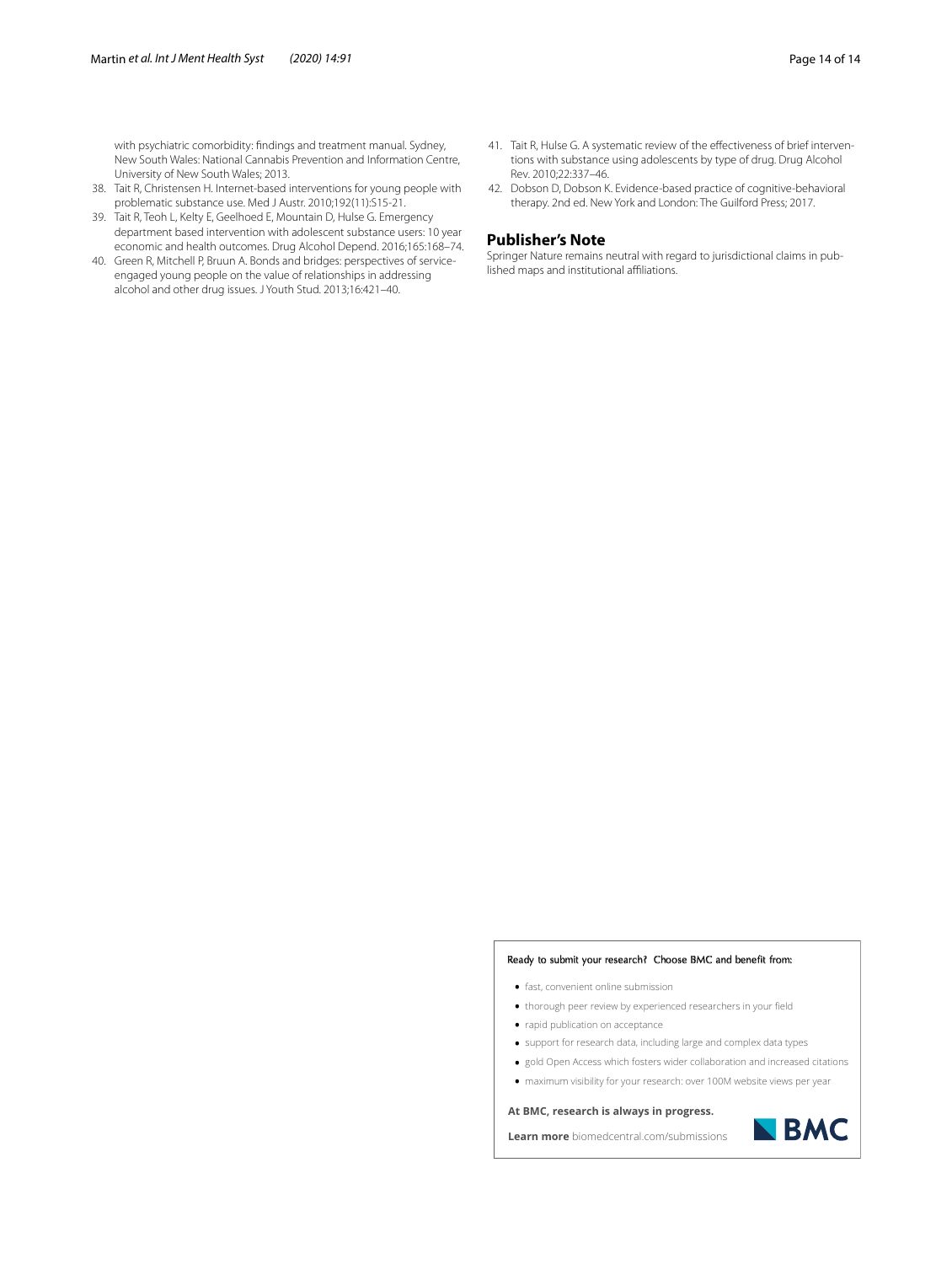with psychiatric comorbidity: findings and treatment manual. Sydney, New South Wales: National Cannabis Prevention and Information Centre, University of New South Wales; 2013.

38. Tait R, Christensen H. Internet-based interventions for young people with problematic substance use. Med J Austr. 2010;192(11):S15-21.
39. Tait R, Teoh L, Kelty E, Geelhoed E, Mountain D, Hulse G. Emergency department based intervention with adolescent substance users: 10 year economic and health outcomes. Drug Alcohol Depend. 2016;165:168–74.
40. Green R, Mitchell P, Bruun A. Bonds and bridges: perspectives of service-engaged young people on the value of relationships in addressing alcohol and other drug issues. J Youth Stud. 2013;16:421–40.
41. Tait R, Hulse G. A systematic review of the effectiveness of brief interventions with substance using adolescents by type of drug. Drug Alcohol Rev. 2010;22:337–46.
42. Dobson D, Dobson K. Evidence-based practice of cognitive-behavioral therapy. 2nd ed. New York and London: The Guilford Press; 2017.

## Publisher's Note

Springer Nature remains neutral with regard to jurisdictional claims in published maps and institutional affiliations.

Ready to submit your research? Choose BMC and benefit from:

- fast, convenient online submission
- thorough peer review by experienced researchers in your field
- rapid publication on acceptance
- support for research data, including large and complex data types
- gold Open Access which fosters wider collaboration and increased citations
- maximum visibility for your research: over 100M website views per year

**At BMC, research is always in progress.**

**Learn more** biomedcentral.com/submissions

BMC